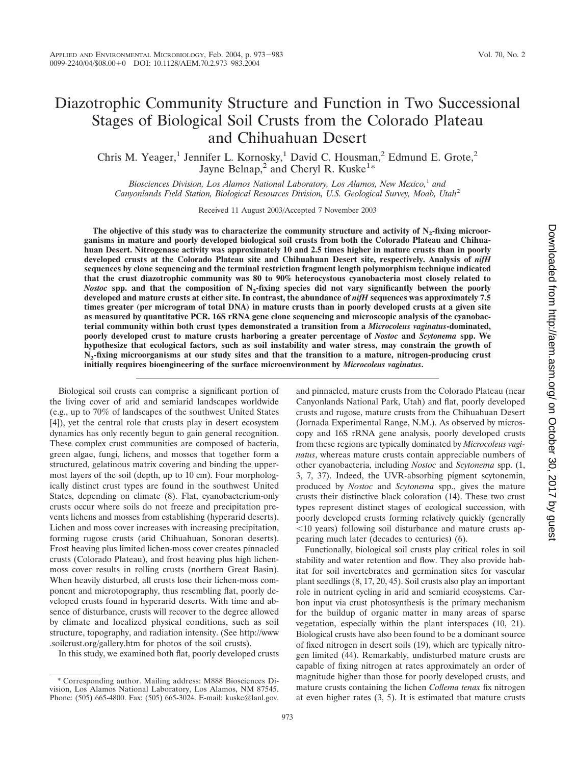# Diazotrophic Community Structure and Function in Two Successional Stages of Biological Soil Crusts from the Colorado Plateau and Chihuahuan Desert

Chris M. Yeager,[1] Jennifer L. Kornosky,[1] David C. Housman,[2] Edmund E. Grote,[2] Jayne Belnap,[2] and Cheryl R. Kuske[1]*

*Biosciences Division, Los Alamos National Laboratory, Los Alamos, New Mexico,[1] and Canyonlands Field Station, Biological Resources Division, U.S. Geological Survey, Moab, Utah[2]*

Received 11 August 2003/Accepted 7 November 2003

**The objective of this study was to characterize the community structure and activity of $N_2$-fixing microorganisms in mature and poorly developed biological soil crusts from both the Colorado Plateau and Chihuahuan Desert. Nitrogenase activity was approximately 10 and 2.5 times higher in mature crusts than in poorly developed crusts at the Colorado Plateau site and Chihuahuan Desert site, respectively. Analysis of *nifH* sequences by clone sequencing and the terminal restriction fragment length polymorphism technique indicated that the crust diazotrophic community was 80 to 90% heterocystous cyanobacteria most closely related to *Nostoc* spp. and that the composition of $N_2$-fixing species did not vary significantly between the poorly developed and mature crusts at either site. In contrast, the abundance of *nifH* sequences was approximately 7.5 times greater (per microgram of total DNA) in mature crusts than in poorly developed crusts at a given site as measured by quantitative PCR. 16S rRNA gene clone sequencing and microscopic analysis of the cyanobacterial community within both crust types demonstrated a transition from a *Microcoleus vaginatus*-dominated, poorly developed crust to mature crusts harboring a greater percentage of *Nostoc* and *Scytonema* spp. We hypothesize that ecological factors, such as soil instability and water stress, may constrain the growth of $N_2$-fixing microorganisms at our study sites and that the transition to a mature, nitrogen-producing crust initially requires bioengineering of the surface microenvironment by *Microcoleus vaginatus*.**

Biological soil crusts can comprise a significant portion of the living cover of arid and semiarid landscapes worldwide (e.g., up to 70% of landscapes of the southwest United States [4]), yet the central role that crusts play in desert ecosystem dynamics has only recently begun to gain general recognition. These complex crust communities are composed of bacteria, green algae, fungi, lichens, and mosses that together form a structured, gelatinous matrix covering and binding the uppermost layers of the soil (depth, up to 10 cm). Four morphologically distinct crust types are found in the southwest United States, depending on climate (8). Flat, cyanobacterium-only crusts occur where soils do not freeze and precipitation prevents lichens and mosses from establishing (hyperarid deserts). Lichen and moss cover increases with increasing precipitation, forming rugose crusts (arid Chihuahuan, Sonoran deserts). Frost heaving plus limited lichen-moss cover creates pinnacled crusts (Colorado Plateau), and frost heaving plus high lichen-moss cover results in rolling crusts (northern Great Basin). When heavily disturbed, all crusts lose their lichen-moss component and microtopography, thus resembling flat, poorly developed crusts found in hyperarid deserts. With time and absence of disturbance, crusts will recover to the degree allowed by climate and localized physical conditions, such as soil structure, topography, and radiation intensity. (See http://www.soilcrust.org/gallery.htm for photos of the soil crusts).

In this study, we examined both flat, poorly developed crusts and pinnacled, mature crusts from the Colorado Plateau (near Canyonlands National Park, Utah) and flat, poorly developed crusts and rugose, mature crusts from the Chihuahuan Desert (Jornada Experimental Range, N.M.). As observed by microscopy and 16S rRNA gene analysis, poorly developed crusts from these regions are typically dominated by *Microcoleus vaginatus*, whereas mature crusts contain appreciable numbers of other cyanobacteria, including *Nostoc* and *Scytonema* spp. (1, 3, 7, 37). Indeed, the UVR-absorbing pigment scytonemin, produced by *Nostoc* and *Scytonema* spp., gives the mature crusts their distinctive black coloration (14). These two crust types represent distinct stages of ecological succession, with poorly developed crusts forming relatively quickly (generally <10 years) following soil disturbance and mature crusts appearing much later (decades to centuries) (6).

Functionally, biological soil crusts play critical roles in soil stability and water retention and flow. They also provide habitat for soil invertebrates and germination sites for vascular plant seedlings (8, 17, 20, 45). Soil crusts also play an important role in nutrient cycling in arid and semiarid ecosystems. Carbon input via crust photosynthesis is the primary mechanism for the buildup of organic matter in many areas of sparse vegetation, especially within the plant interspaces (10, 21). Biological crusts have also been found to be a dominant source of fixed nitrogen in desert soils (19), which are typically nitrogen limited (44). Remarkably, undisturbed mature crusts are capable of fixing nitrogen at rates approximately an order of magnitude higher than those for poorly developed crusts, and mature crusts containing the lichen *Collema tenax* fix nitrogen at even higher rates (3, 5). It is estimated that mature crusts

\* Corresponding author. Mailing address: M888 Biosciences Division, Los Alamos National Laboratory, Los Alamos, NM 87545. Phone: (505) 665-4800. Fax: (505) 665-3024. E-mail: kuske@lanl.gov.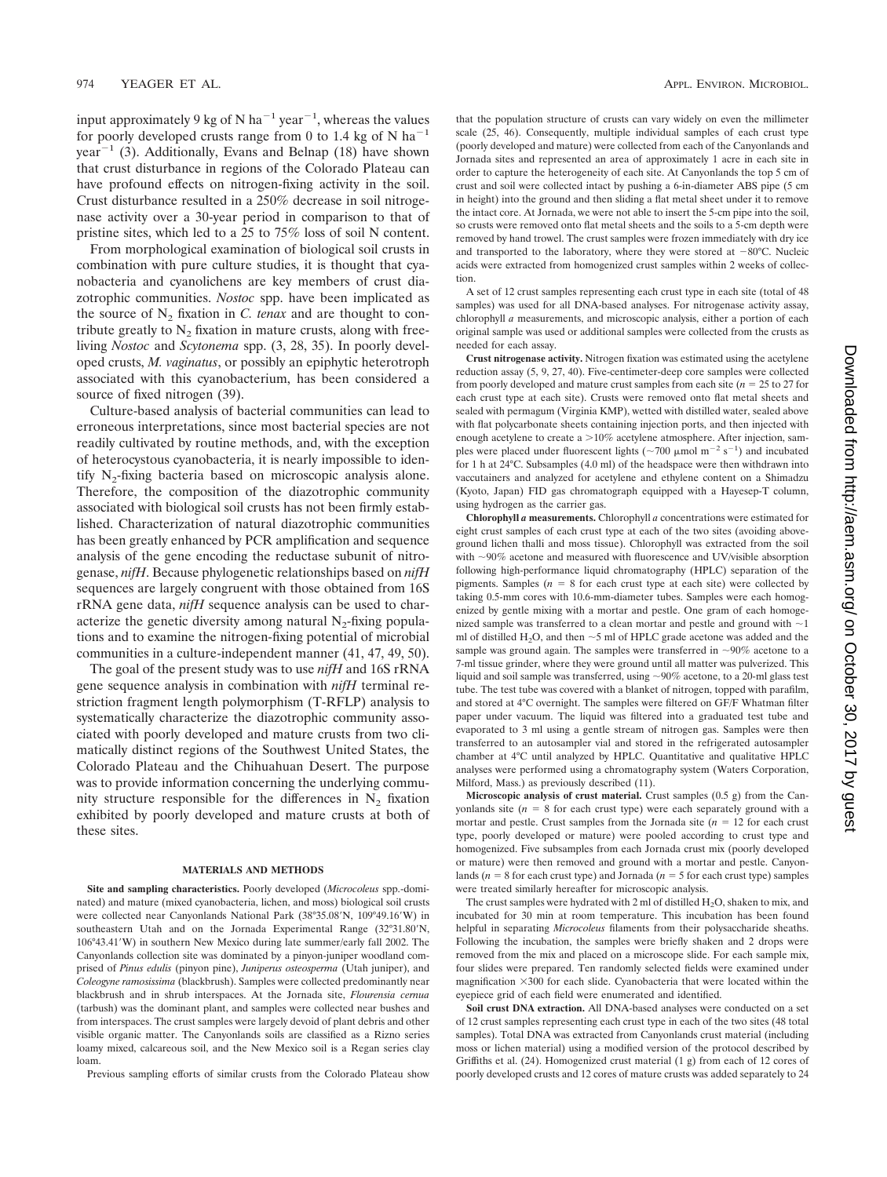input approximately 9 kg of N $ha^{-1}$ $year^{-1}$, whereas the values for poorly developed crusts range from 0 to 1.4 kg of N $ha^{-1}$ $year^{-1}$ (3). Additionally, Evans and Belnap (18) have shown that crust disturbance in regions of the Colorado Plateau can have profound effects on nitrogen-fixing activity in the soil. Crust disturbance resulted in a 250% decrease in soil nitrogenase activity over a 30-year period in comparison to that of pristine sites, which led to a 25 to 75% loss of soil N content.

From morphological examination of biological soil crusts in combination with pure culture studies, it is thought that cyanobacteria and cyanolichens are key members of crust diazotrophic communities. *Nostoc* spp. have been implicated as the source of $N_2$ fixation in *C. tenax* and are thought to contribute greatly to $N_2$ fixation in mature crusts, along with free-living *Nostoc* and *Scytonema* spp. (3, 28, 35). In poorly developed crusts, *M. vaginatus*, or possibly an epiphytic heterotroph associated with this cyanobacterium, has been considered a source of fixed nitrogen (39).

Culture-based analysis of bacterial communities can lead to erroneous interpretations, since most bacterial species are not readily cultivated by routine methods, and, with the exception of heterocystous cyanobacteria, it is nearly impossible to identify $N_2$-fixing bacteria based on microscopic analysis alone. Therefore, the composition of the diazotrophic community associated with biological soil crusts has not been firmly established. Characterization of natural diazotrophic communities has been greatly enhanced by PCR amplification and sequence analysis of the gene encoding the reductase subunit of nitrogenase, *nifH*. Because phylogenetic relationships based on *nifH* sequences are largely congruent with those obtained from 16S rRNA gene data, *nifH* sequence analysis can be used to characterize the genetic diversity among natural $N_2$-fixing populations and to examine the nitrogen-fixing potential of microbial communities in a culture-independent manner (41, 47, 49, 50).

The goal of the present study was to use *nifH* and 16S rRNA gene sequence analysis in combination with *nifH* terminal restriction fragment length polymorphism (T-RFLP) analysis to systematically characterize the diazotrophic community associated with poorly developed and mature crusts from two climatically distinct regions of the Southwest United States, the Colorado Plateau and the Chihuahuan Desert. The purpose was to provide information concerning the underlying community structure responsible for the differences in $N_2$ fixation exhibited by poorly developed and mature crusts at both of these sites.

## MATERIALS AND METHODS

**Site and sampling characteristics.** Poorly developed (*Microcoleus* spp.-dominated) and mature (mixed cyanobacteria, lichen, and moss) biological soil crusts were collected near Canyonlands National Park (38°35.08′N, 109°49.16′W) in southeastern Utah and on the Jornada Experimental Range (32°31.80′N, 106°43.41′W) in southern New Mexico during late summer/early fall 2002. The Canyonlands collection site was dominated by a pinyon-juniper woodland comprised of *Pinus edulis* (pinyon pine), *Juniperus osteosperma* (Utah juniper), and *Coleogyne ramosissima* (blackbrush). Samples were collected predominantly near blackbrush and in shrub interspaces. At the Jornada site, *Flourensia cernua* (tarbush) was the dominant plant, and samples were collected near bushes and from interspaces. The crust samples were largely devoid of plant debris and other visible organic matter. The Canyonlands soils are classified as a Rizno series loamy mixed, calcareous soil, and the New Mexico soil is a Regan series clay loam.

Previous sampling efforts of similar crusts from the Colorado Plateau show that the population structure of crusts can vary widely on even the millimeter scale (25, 46). Consequently, multiple individual samples of each crust type (poorly developed and mature) were collected from each of the Canyonlands and Jornada sites and represented an area of approximately 1 acre in each site in order to capture the heterogeneity of each site. At Canyonlands the top 5 cm of crust and soil were collected intact by pushing a 6-in-diameter ABS pipe (5 cm in height) into the ground and then sliding a flat metal sheet under it to remove the intact core. At Jornada, we were not able to insert the 5-cm pipe into the soil, so crusts were removed onto flat metal sheets and the soils to a 5-cm depth were removed by hand trowel. The crust samples were frozen immediately with dry ice and transported to the laboratory, where they were stored at −80°C. Nucleic acids were extracted from homogenized crust samples within 2 weeks of collection.

A set of 12 crust samples representing each crust type in each site (total of 48 samples) was used for all DNA-based analyses. For nitrogenase activity assay, chlorophyll *a* measurements, and microscopic analysis, either a portion of each original sample was used or additional samples were collected from the crusts as needed for each assay.

**Crust nitrogenase activity.** Nitrogen fixation was estimated using the acetylene reduction assay (5, 9, 27, 40). Five-centimeter-deep core samples were collected from poorly developed and mature crust samples from each site ($n = 25$ to 27 for each crust type at each site). Crusts were removed onto flat metal sheets and sealed with permagum (Virginia KMP), wetted with distilled water, sealed above with flat polycarbonate sheets containing injection ports, and then injected with enough acetylene to create a >10% acetylene atmosphere. After injection, samples were placed under fluorescent lights (~700 μmol $m^{-2}$ $s^{-1}$) and incubated for 1 h at 24°C. Subsamples (4.0 ml) of the headspace were then withdrawn into vaccutainers and analyzed for acetylene and ethylene content on a Shimadzu (Kyoto, Japan) FID gas chromatograph equipped with a Hayesep-T column, using hydrogen as the carrier gas.

**Chlorophyll *a* measurements.** Chlorophyll *a* concentrations were estimated for eight crust samples of each crust type at each of the two sites (avoiding aboveground lichen thalli and moss tissue). Chlorophyll was extracted from the soil with ~90% acetone and measured with fluorescence and UV/visible absorption following high-performance liquid chromatography (HPLC) separation of the pigments. Samples ($n = 8$ for each crust type at each site) were collected by taking 0.5-mm cores with 10.6-mm-diameter tubes. Samples were each homogenized by gentle mixing with a mortar and pestle. One gram of each homogenized sample was transferred to a clean mortar and pestle and ground with ~1 ml of distilled $H_2O$, and then ~5 ml of HPLC grade acetone was added and the sample was ground again. The samples were transferred in ~90% acetone to a 7-ml tissue grinder, where they were ground until all matter was pulverized. This liquid and soil sample was transferred, using ~90% acetone, to a 20-ml glass test tube. The test tube was covered with a blanket of nitrogen, topped with parafilm, and stored at 4°C overnight. The samples were filtered on GF/F Whatman filter paper under vacuum. The liquid was filtered into a graduated test tube and evaporated to 3 ml using a gentle stream of nitrogen gas. Samples were then transferred to an autosampler vial and stored in the refrigerated autosampler chamber at 4°C until analyzed by HPLC. Quantitative and qualitative HPLC analyses were performed using a chromatography system (Waters Corporation, Milford, Mass.) as previously described (11).

**Microscopic analysis of crust material.** Crust samples (0.5 g) from the Canyonlands site ($n = 8$ for each crust type) were each separately ground with a mortar and pestle. Crust samples from the Jornada site ($n = 12$ for each crust type, poorly developed or mature) were pooled according to crust type and homogenized. Five subsamples from each Jornada crust mix (poorly developed or mature) were then removed and ground with a mortar and pestle. Canyonlands ($n = 8$ for each crust type) and Jornada ($n = 5$ for each crust type) samples were treated similarly hereafter for microscopic analysis.

The crust samples were hydrated with 2 ml of distilled $H_2O$, shaken to mix, and incubated for 30 min at room temperature. This incubation has been found helpful in separating *Microcoleus* filaments from their polysaccharide sheaths. Following the incubation, the samples were briefly shaken and 2 drops were removed from the mix and placed on a microscope slide. For each sample mix, four slides were prepared. Ten randomly selected fields were examined under magnification ×300 for each slide. Cyanobacteria that were located within the eyepiece grid of each field were enumerated and identified.

**Soil crust DNA extraction.** All DNA-based analyses were conducted on a set of 12 crust samples representing each crust type in each of the two sites (48 total samples). Total DNA was extracted from Canyonlands crust material (including moss or lichen material) using a modified version of the protocol described by Griffiths et al. (24). Homogenized crust material (1 g) from each of 12 cores of poorly developed crusts and 12 cores of mature crusts was added separately to 24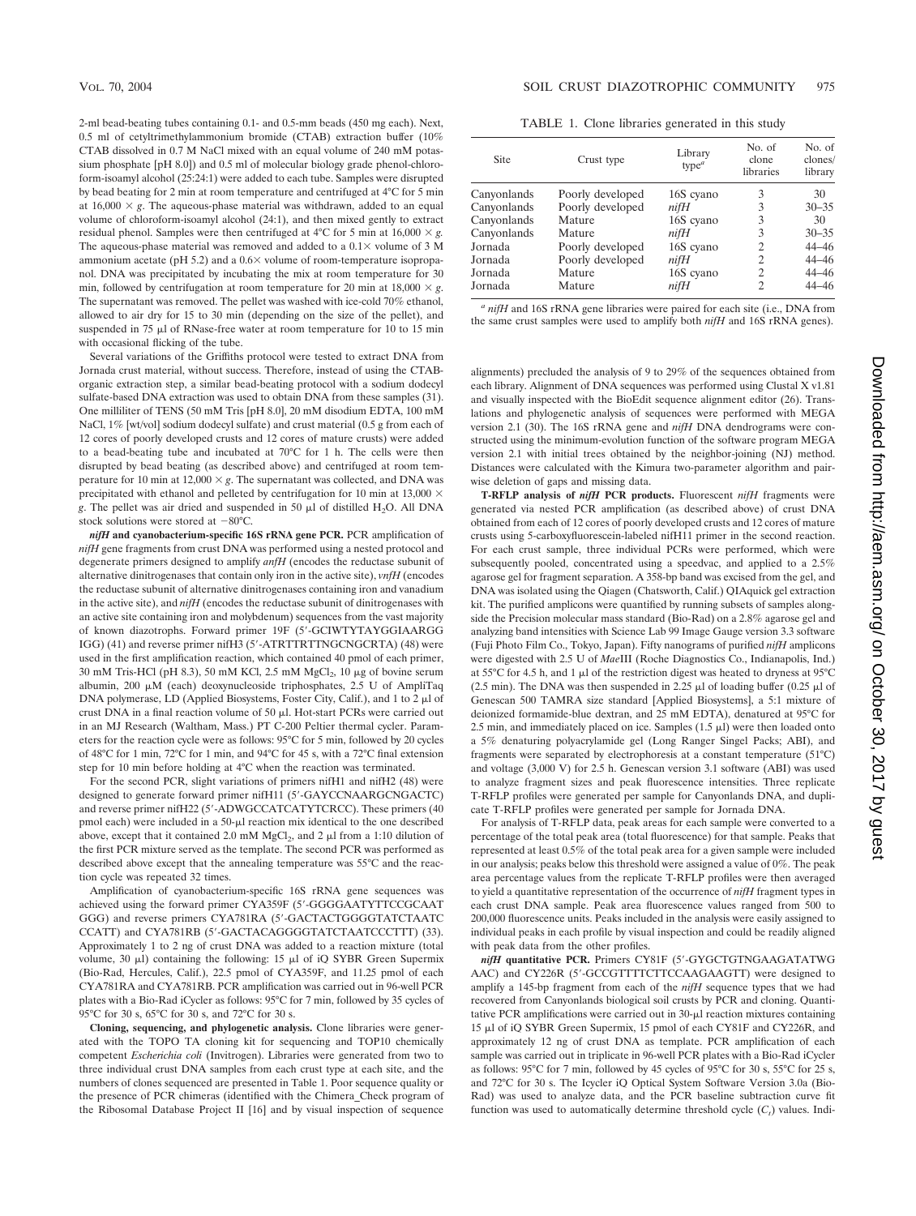2-ml bead-beating tubes containing 0.1- and 0.5-mm beads (450 mg each). Next, 0.5 ml of cetyltrimethylammonium bromide (CTAB) extraction buffer (10% CTAB dissolved in 0.7 M NaCl mixed with an equal volume of 240 mM potassium phosphate [pH 8.0]) and 0.5 ml of molecular biology grade phenol-chloroform-isoamyl alcohol (25:24:1) were added to each tube. Samples were disrupted by bead beating for 2 min at room temperature and centrifuged at 4°C for 5 min at 16,000 × *g*. The aqueous-phase material was withdrawn, added to an equal volume of chloroform-isoamyl alcohol (24:1), and then mixed gently to extract residual phenol. Samples were then centrifuged at 4°C for 5 min at 16,000 × *g*. The aqueous-phase material was removed and added to a 0.1× volume of 3 M ammonium acetate (pH 5.2) and a 0.6× volume of room-temperature isopropanol. DNA was precipitated by incubating the mix at room temperature for 30 min, followed by centrifugation at room temperature for 20 min at 18,000 × *g*. The supernatant was removed. The pellet was washed with ice-cold 70% ethanol, allowed to air dry for 15 to 30 min (depending on the size of the pellet), and suspended in 75 μl of RNase-free water at room temperature for 10 to 15 min with occasional flicking of the tube.

Several variations of the Griffiths protocol were tested to extract DNA from Jornada crust material, without success. Therefore, instead of using the CTAB-organic extraction step, a similar bead-beating protocol with a sodium dodecyl sulfate-based DNA extraction was used to obtain DNA from these samples (31). One milliliter of TENS (50 mM Tris [pH 8.0], 20 mM disodium EDTA, 100 mM NaCl, 1% [wt/vol] sodium dodecyl sulfate) and crust material (0.5 g from each of 12 cores of poorly developed crusts and 12 cores of mature crusts) were added to a bead-beating tube and incubated at 70°C for 1 h. The cells were then disrupted by bead beating (as described above) and centrifuged at room temperature for 10 min at 12,000 × *g*. The supernatant was collected, and DNA was precipitated with ethanol and pelleted by centrifugation for 10 min at 13,000 × *g*. The pellet was air dried and suspended in 50 μl of distilled $H_2O$. All DNA stock solutions were stored at −80°C.

***nifH* and cyanobacterium-specific 16S rRNA gene PCR.** PCR amplification of *nifH* gene fragments from crust DNA was performed using a nested protocol and degenerate primers designed to amplify *anfH* (encodes the reductase subunit of alternative dinitrogenases that contain only iron in the active site), *vnfH* (encodes the reductase subunit of alternative dinitrogenases containing iron and vanadium in the active site), and *nifH* (encodes the reductase subunit of dinitrogenases with an active site containing iron and molybdenum) sequences from the vast majority of known diazotrophs. Forward primer 19F (5′-GCIWTYTAYGGIAARGG IGG) (41) and reverse primer nifH3 (5′-ATRTTRTTNGCNGCRTA) (48) were used in the first amplification reaction, which contained 40 pmol of each primer, 30 mM Tris-HCl (pH 8.3), 50 mM KCl, 2.5 mM $MgCl_2$, 10 μg of bovine serum albumin, 200 μM (each) deoxynucleoside triphosphates, 2.5 U of AmpliTaq DNA polymerase, LD (Applied Biosystems, Foster City, Calif.), and 1 to 2 μl of crust DNA in a final reaction volume of 50 μl. Hot-start PCRs were carried out in an MJ Research (Waltham, Mass.) PT C-200 Peltier thermal cycler. Parameters for the reaction cycle were as follows: 95°C for 5 min, followed by 20 cycles of 48°C for 1 min, 72°C for 1 min, and 94°C for 45 s, with a 72°C final extension step for 10 min before holding at 4°C when the reaction was terminated.

For the second PCR, slight variations of primers nifH1 and nifH2 (48) were designed to generate forward primer nifH11 (5′-GAYCCNAARGCNGACTC) and reverse primer nifH22 (5′-ADWGCCATCATYTCRCC). These primers (40 pmol each) were included in a 50-μl reaction mix identical to the one described above, except that it contained 2.0 mM $MgCl_2$, and 2 μl from a 1:10 dilution of the first PCR mixture served as the template. The second PCR was performed as described above except that the annealing temperature was 55°C and the reaction cycle was repeated 32 times.

Amplification of cyanobacterium-specific 16S rRNA gene sequences was achieved using the forward primer CYA359F (5′-GGGGAATYTTCCGCAAT GGG) and reverse primers CYA781RA (5′-GACTACTGGGGTATCTAATC CCATT) and CYA781RB (5′-GACTACAGGGGTATCTAATCCCTTT) (33). Approximately 1 to 2 ng of crust DNA was added to a reaction mixture (total volume, 30 μl) containing the following: 15 μl of iQ SYBR Green Supermix (Bio-Rad, Hercules, Calif.), 22.5 pmol of CYA359F, and 11.25 pmol of each CYA781RA and CYA781RB. PCR amplification was carried out in 96-well PCR plates with a Bio-Rad iCycler as follows: 95°C for 7 min, followed by 35 cycles of 95°C for 30 s, 65°C for 30 s, and 72°C for 30 s.

**Cloning, sequencing, and phylogenetic analysis.** Clone libraries were generated with the TOPO TA cloning kit for sequencing and TOP10 chemically competent *Escherichia coli* (Invitrogen). Libraries were generated from two to three individual crust DNA samples from each crust type at each site, and the numbers of clones sequenced are presented in Table 1. Poor sequence quality or the presence of PCR chimeras (identified with the Chimera_Check program of the Ribosomal Database Project II [16] and by visual inspection of sequence alignments) precluded the analysis of 9 to 29% of the sequences obtained from each library. Alignment of DNA sequences was performed using Clustal X v1.81 and visually inspected with the BioEdit sequence alignment editor (26). Translations and phylogenetic analysis of sequences were performed with MEGA version 2.1 (30). The 16S rRNA gene and *nifH* DNA dendrograms were constructed using the minimum-evolution function of the software program MEGA version 2.1 with initial trees obtained by the neighbor-joining (NJ) method. Distances were calculated with the Kimura two-parameter algorithm and pairwise deletion of gaps and missing data.

TABLE 1. Clone libraries generated in this study

| Site | Crust type | Library type[a] | No. of clone libraries | No. of clones/library |
|---|---|---|---|---|
| Canyonlands | Poorly developed | 16S cyano | 3 | 30 |
| Canyonlands | Poorly developed | *nifH* | 3 | 30–35 |
| Canyonlands | Mature | 16S cyano | 3 | 30 |
| Canyonlands | Mature | *nifH* | 3 | 30–35 |
| Jornada | Poorly developed | 16S cyano | 2 | 44–46 |
| Jornada | Poorly developed | *nifH* | 2 | 44–46 |
| Jornada | Mature | 16S cyano | 2 | 44–46 |
| Jornada | Mature | *nifH* | 2 | 44–46 |

[a] *nifH* and 16S rRNA gene libraries were paired for each site (i.e., DNA from the same crust samples were used to amplify both *nifH* and 16S rRNA genes).

**T-RFLP analysis of *nifH* PCR products.** Fluorescent *nifH* fragments were generated via nested PCR amplification (as described above) of crust DNA obtained from each of 12 cores of poorly developed crusts and 12 cores of mature crusts using 5-carboxyfluorescein-labeled nifH11 primer in the second reaction. For each crust sample, three individual PCRs were performed, which were subsequently pooled, concentrated using a speedvac, and applied to a 2.5% agarose gel for fragment separation. A 358-bp band was excised from the gel, and DNA was isolated using the Qiagen (Chatsworth, Calif.) QIAquick gel extraction kit. The purified amplicons were quantified by running subsets of samples alongside the Precision molecular mass standard (Bio-Rad) on a 2.8% agarose gel and analyzing band intensities with Science Lab 99 Image Gauge version 3.3 software (Fuji Photo Film Co., Tokyo, Japan). Fifty nanograms of purified *nifH* amplicons were digested with 2.5 U of *Mae*III (Roche Diagnostics Co., Indianapolis, Ind.) at 55°C for 4.5 h, and 1 μl of the restriction digest was heated to dryness at 95°C (2.5 min). The DNA was then suspended in 2.25 μl of loading buffer (0.25 μl of Genescan 500 TAMRA size standard [Applied Biosystems], a 5:1 mixture of deionized formamide-blue dextran, and 25 mM EDTA), denatured at 95°C for 2.5 min, and immediately placed on ice. Samples (1.5 μl) were then loaded onto a 5% denaturing polyacrylamide gel (Long Ranger Singel Packs; ABI), and fragments were separated by electrophoresis at a constant temperature (51°C) and voltage (3,000 V) for 2.5 h. Genescan version 3.1 software (ABI) was used to analyze fragment sizes and peak fluorescence intensities. Three replicate T-RFLP profiles were generated per sample for Canyonlands DNA, and duplicate T-RFLP profiles were generated per sample for Jornada DNA.

For analysis of T-RFLP data, peak areas for each sample were converted to a percentage of the total peak area (total fluorescence) for that sample. Peaks that represented at least 0.5% of the total peak area for a given sample were included in our analysis; peaks below this threshold were assigned a value of 0%. The peak area percentage values from the replicate T-RFLP profiles were then averaged to yield a quantitative representation of the occurrence of *nifH* fragment types in each crust DNA sample. Peak area fluorescence values ranged from 500 to 200,000 fluorescence units. Peaks included in the analysis were easily assigned to individual peaks in each profile by visual inspection and could be readily aligned with peak data from the other profiles.

***nifH* quantitative PCR.** Primers CY81F (5′-GYGCTGTNGAAGATATWG AAC) and CY226R (5′-GCCGTTTTCTTCCAAGAAGTT) were designed to amplify a 145-bp fragment from each of the *nifH* sequence types that we had recovered from Canyonlands biological soil crusts by PCR and cloning. Quantitative PCR amplifications were carried out in 30-μl reaction mixtures containing 15 μl of iQ SYBR Green Supermix, 15 pmol of each CY81F and CY226R, and approximately 12 ng of crust DNA as template. PCR amplification of each sample was carried out in triplicate in 96-well PCR plates with a Bio-Rad iCycler as follows: 95°C for 7 min, followed by 45 cycles of 95°C for 30 s, 55°C for 25 s, and 72°C for 30 s. The Icycler iQ Optical System Software Version 3.0a (Bio-Rad) was used to analyze data, and the PCR baseline subtraction curve fit function was used to automatically determine threshold cycle ($C_t$) values. Indi-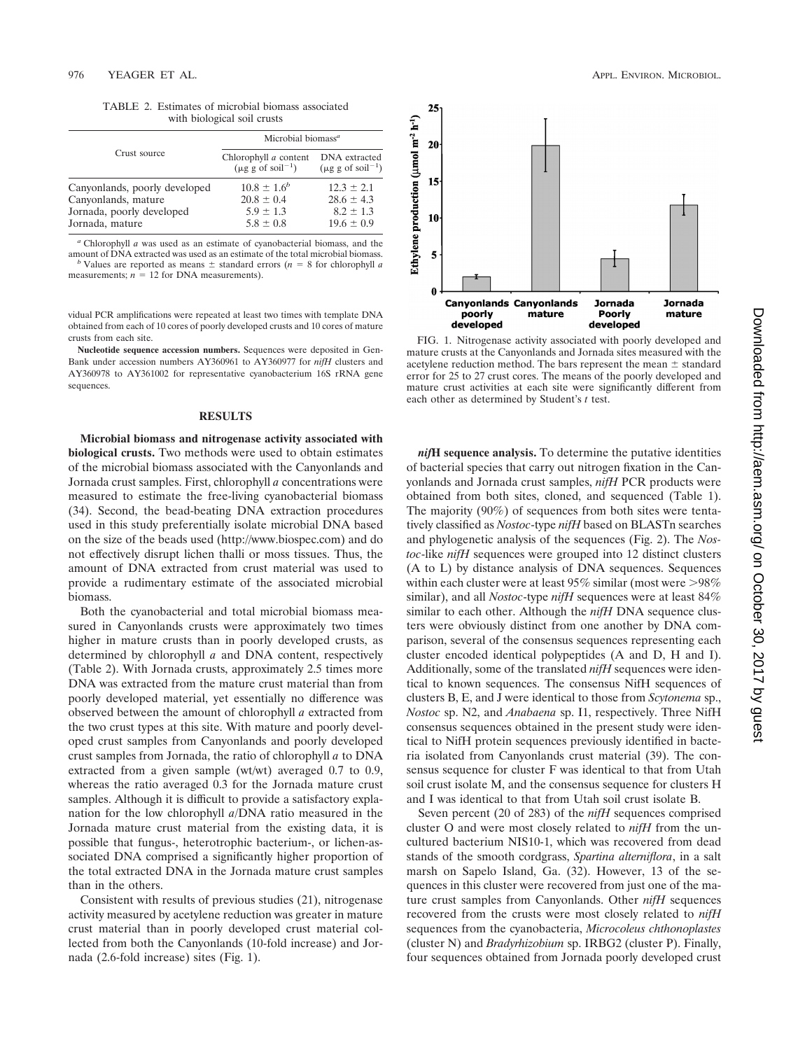TABLE 2. Estimates of microbial biomass associated with biological soil crusts

| Crust source | Microbial biomass[a] | |
|---|---|---|
| | Chlorophyll *a* content (μg g of soil$^{-1}$) | DNA extracted (μg g of soil$^{-1}$) |
| Canyonlands, poorly developed | 10.8 ± 1.6[b] | 12.3 ± 2.1 |
| Canyonlands, mature | 20.8 ± 0.4 | 28.6 ± 4.3 |
| Jornada, poorly developed | 5.9 ± 1.3 | 8.2 ± 1.3 |
| Jornada, mature | 5.8 ± 0.8 | 19.6 ± 0.9 |

[a] Chlorophyll *a* was used as an estimate of cyanobacterial biomass, and the amount of DNA extracted was used as an estimate of the total microbial biomass.
[b] Values are reported as means ± standard errors ($n$ = 8 for chlorophyll *a* measurements; $n$ = 12 for DNA measurements).

vidual PCR amplifications were repeated at least two times with template DNA obtained from each of 10 cores of poorly developed crusts and 10 cores of mature crusts from each site.

**Nucleotide sequence accession numbers.** Sequences were deposited in GenBank under accession numbers AY360961 to AY360977 for *nifH* clusters and AY360978 to AY361002 for representative cyanobacterium 16S rRNA gene sequences.

## RESULTS

**Microbial biomass and nitrogenase activity associated with biological crusts.** Two methods were used to obtain estimates of the microbial biomass associated with the Canyonlands and Jornada crust samples. First, chlorophyll *a* concentrations were measured to estimate the free-living cyanobacterial biomass (34). Second, the bead-beating DNA extraction procedures used in this study preferentially isolate microbial DNA based on the size of the beads used (http://www.biospec.com) and do not effectively disrupt lichen thalli or moss tissues. Thus, the amount of DNA extracted from crust material was used to provide a rudimentary estimate of the associated microbial biomass.

Both the cyanobacterial and total microbial biomass measured in Canyonlands crusts were approximately two times higher in mature crusts than in poorly developed crusts, as determined by chlorophyll *a* and DNA content, respectively (Table 2). With Jornada crusts, approximately 2.5 times more DNA was extracted from the mature crust material than from poorly developed material, yet essentially no difference was observed between the amount of chlorophyll *a* extracted from the two crust types at this site. With mature and poorly developed crust samples from Canyonlands and poorly developed crust samples from Jornada, the ratio of chlorophyll *a* to DNA extracted from a given sample (wt/wt) averaged 0.7 to 0.9, whereas the ratio averaged 0.3 for the Jornada mature crust samples. Although it is difficult to provide a satisfactory explanation for the low chlorophyll *a*/DNA ratio measured in the Jornada mature crust material from the existing data, it is possible that fungus-, heterotrophic bacterium-, or lichen-associated DNA comprised a significantly higher proportion of the total extracted DNA in the Jornada mature crust samples than in the others.

Consistent with results of previous studies (21), nitrogenase activity measured by acetylene reduction was greater in mature crust material than in poorly developed crust material collected from both the Canyonlands (10-fold increase) and Jornada (2.6-fold increase) sites (Fig. 1).

FIG. 1. Nitrogenase activity associated with poorly developed and mature crusts at the Canyonlands and Jornada sites measured with the acetylene reduction method. The bars represent the mean ± standard error for 25 to 27 crust cores. The means of the poorly developed and mature crust activities at each site were significantly different from each other as determined by Student's $t$ test.

***nifH* sequence analysis.** To determine the putative identities of bacterial species that carry out nitrogen fixation in the Canyonlands and Jornada crust samples, *nifH* PCR products were obtained from both sites, cloned, and sequenced (Table 1). The majority (90%) of sequences from both sites were tentatively classified as *Nostoc*-type *nifH* based on BLASTn searches and phylogenetic analysis of the sequences (Fig. 2). The *Nostoc*-like *nifH* sequences were grouped into 12 distinct clusters (A to L) by distance analysis of DNA sequences. Sequences within each cluster were at least 95% similar (most were >98% similar), and all *Nostoc*-type *nifH* sequences were at least 84% similar to each other. Although the *nifH* DNA sequence clusters were obviously distinct from one another by DNA comparison, several of the consensus sequences representing each cluster encoded identical polypeptides (A and D, H and I). Additionally, some of the translated *nifH* sequences were identical to known sequences. The consensus NifH sequences of clusters B, E, and J were identical to those from *Scytonema* sp., *Nostoc* sp. N2, and *Anabaena* sp. I1, respectively. Three NifH consensus sequences obtained in the present study were identical to NifH protein sequences previously identified in bacteria isolated from Canyonlands crust material (39). The consensus sequence for cluster F was identical to that from Utah soil crust isolate M, and the consensus sequence for clusters H and I was identical to that from Utah soil crust isolate B.

Seven percent (20 of 283) of the *nifH* sequences comprised cluster O and were most closely related to *nifH* from the uncultured bacterium NIS10-1, which was recovered from dead stands of the smooth cordgrass, *Spartina alterniflora*, in a salt marsh on Sapelo Island, Ga. (32). However, 13 of the sequences in this cluster were recovered from just one of the mature crust samples from Canyonlands. Other *nifH* sequences recovered from the crusts were most closely related to *nifH* sequences from the cyanobacteria, *Microcoleus chthonoplastes* (cluster N) and *Bradyrhizobium* sp. IRBG2 (cluster P). Finally, four sequences obtained from Jornada poorly developed crust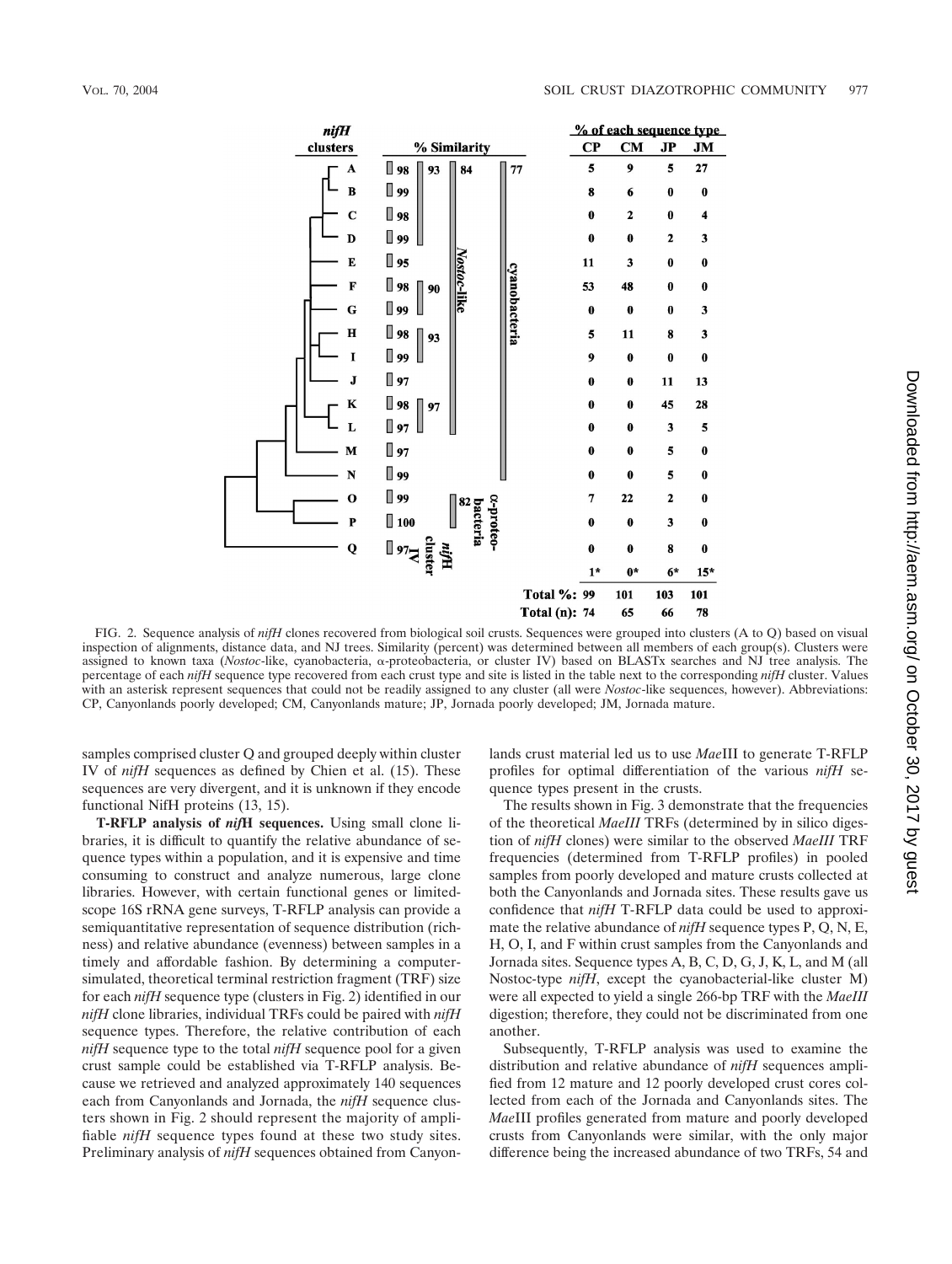| nifH clusters | % Similarity | CP | CM | JP | JM |
|---|---|---|---|---|---|
| A | 98 | 5 | 9 | 5 | 27 |
| B | 99 | 8 | 6 | 0 | 0 |
| C | 98 | 0 | 2 | 0 | 4 |
| D | 99 | 0 | 0 | 2 | 3 |
| E | 95 | 11 | 3 | 0 | 0 |
| F | 98 | 53 | 48 | 0 | 0 |
| G | 99 | 0 | 0 | 0 | 3 |
| H | 98 | 5 | 11 | 8 | 3 |
| I | 99 | 9 | 0 | 0 | 0 |
| J | 97 | 0 | 0 | 11 | 13 |
| K | 98 | 0 | 0 | 45 | 28 |
| L | 97 | 0 | 0 | 3 | 5 |
| M | 97 | 0 | 0 | 5 | 0 |
| N | 99 | 0 | 0 | 5 | 0 |
| O | 99 | 7 | 22 | 2 | 0 |
| P | 100 | 0 | 0 | 3 | 0 |
| Q | 97 | 0 | 0 | 8 | 0 |
| | | 1* | 0* | 6* | 15* |
| Total %: | | 99 | 101 | 103 | 101 |
| Total (n): | | 74 | 65 | 66 | 78 |

(Higher-level similarity groupings: A–D 93%; A–N 84% (*Nostoc*-like); A–N 77% (cyanobacteria); F–G 90%; H–I 93%; K–L 97%; O–P 82% (α-proteobacteria); Q: *nifH* cluster IV. Column headings: % of each sequence type.)

FIG. 2. Sequence analysis of *nifH* clones recovered from biological soil crusts. Sequences were grouped into clusters (A to Q) based on visual inspection of alignments, distance data, and NJ trees. Similarity (percent) was determined between all members of each group(s). Clusters were assigned to known taxa (*Nostoc*-like, cyanobacteria, α-proteobacteria, or cluster IV) based on BLASTx searches and NJ tree analysis. The percentage of each *nifH* sequence type recovered from each crust type and site is listed in the table next to the corresponding *nifH* cluster. Values with an asterisk represent sequences that could not be readily assigned to any cluster (all were *Nostoc*-like sequences, however). Abbreviations: CP, Canyonlands poorly developed; CM, Canyonlands mature; JP, Jornada poorly developed; JM, Jornada mature.

samples comprised cluster Q and grouped deeply within cluster IV of *nifH* sequences as defined by Chien et al. (15). These sequences are very divergent, and it is unknown if they encode functional NifH proteins (13, 15).

**T-RFLP analysis of *nifH* sequences.** Using small clone libraries, it is difficult to quantify the relative abundance of sequence types within a population, and it is expensive and time consuming to construct and analyze numerous, large clone libraries. However, with certain functional genes or limited-scope 16S rRNA gene surveys, T-RFLP analysis can provide a semiquantitative representation of sequence distribution (richness) and relative abundance (evenness) between samples in a timely and affordable fashion. By determining a computer-simulated, theoretical terminal restriction fragment (TRF) size for each *nifH* sequence type (clusters in Fig. 2) identified in our *nifH* clone libraries, individual TRFs could be paired with *nifH* sequence types. Therefore, the relative contribution of each *nifH* sequence type to the total *nifH* sequence pool for a given crust sample could be established via T-RFLP analysis. Because we retrieved and analyzed approximately 140 sequences each from Canyonlands and Jornada, the *nifH* sequence clusters shown in Fig. 2 should represent the majority of amplifiable *nifH* sequence types found at these two study sites. Preliminary analysis of *nifH* sequences obtained from Canyonlands crust material led us to use *Mae*III to generate T-RFLP profiles for optimal differentiation of the various *nifH* sequence types present in the crusts.

The results shown in Fig. 3 demonstrate that the frequencies of the theoretical *MaeIII* TRFs (determined by in silico digestion of *nifH* clones) were similar to the observed *MaeIII* TRF frequencies (determined from T-RFLP profiles) in pooled samples from poorly developed and mature crusts collected at both the Canyonlands and Jornada sites. These results gave us confidence that *nifH* T-RFLP data could be used to approximate the relative abundance of *nifH* sequence types P, Q, N, E, H, O, I, and F within crust samples from the Canyonlands and Jornada sites. Sequence types A, B, C, D, G, J, K, L, and M (all Nostoc-type *nifH*, except the cyanobacterial-like cluster M) were all expected to yield a single 266-bp TRF with the *MaeIII* digestion; therefore, they could not be discriminated from one another.

Subsequently, T-RFLP analysis was used to examine the distribution and relative abundance of *nifH* sequences amplified from 12 mature and 12 poorly developed crust cores collected from each of the Jornada and Canyonlands sites. The *Mae*III profiles generated from mature and poorly developed crusts from Canyonlands were similar, with the only major difference being the increased abundance of two TRFs, 54 and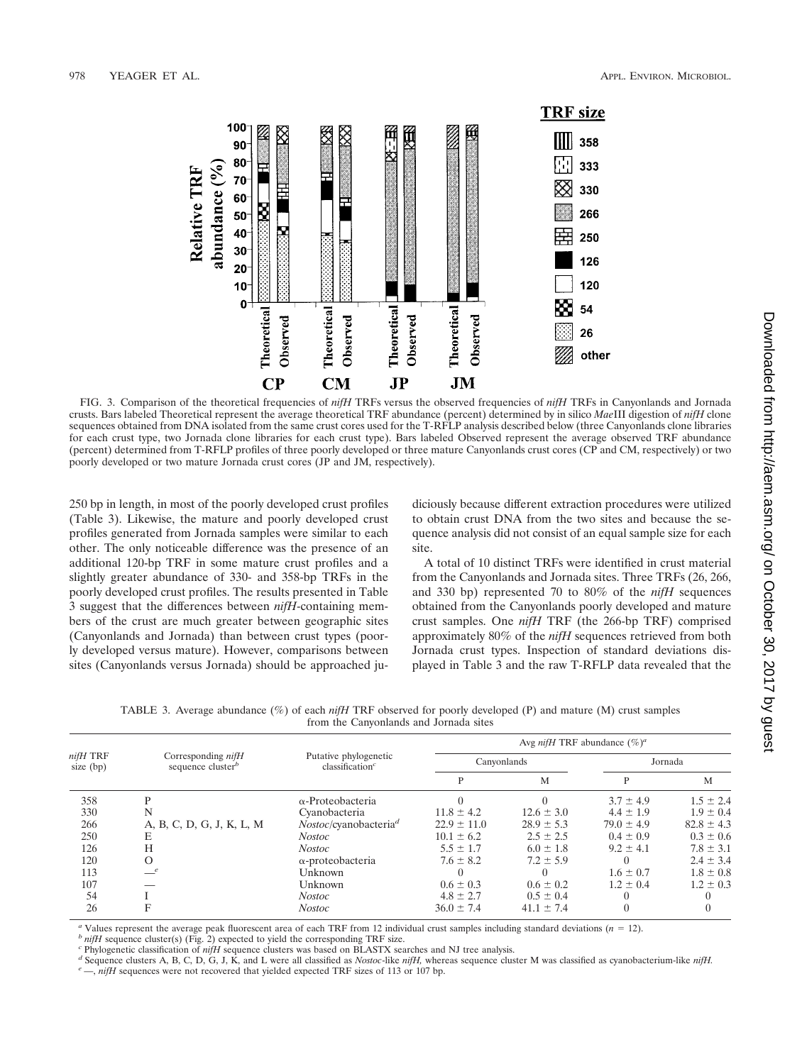FIG. 3. Comparison of the theoretical frequencies of *nifH* TRFs versus the observed frequencies of *nifH* TRFs in Canyonlands and Jornada crusts. Bars labeled Theoretical represent the average theoretical TRF abundance (percent) determined by in silico *Mae*III digestion of *nifH* clone sequences obtained from DNA isolated from the same crust cores used for the T-RFLP analysis described below (three Canyonlands clone libraries for each crust type, two Jornada clone libraries for each crust type). Bars labeled Observed represent the average observed TRF abundance (percent) determined from T-RFLP profiles of three poorly developed or three mature Canyonlands crust cores (CP and CM, respectively) or two poorly developed or two mature Jornada crust cores (JP and JM, respectively).

250 bp in length, in most of the poorly developed crust profiles (Table 3). Likewise, the mature and poorly developed crust profiles generated from Jornada samples were similar to each other. The only noticeable difference was the presence of an additional 120-bp TRF in some mature crust profiles and a slightly greater abundance of 330- and 358-bp TRFs in the poorly developed crust profiles. The results presented in Table 3 suggest that the differences between *nifH*-containing members of the crust are much greater between geographic sites (Canyonlands and Jornada) than between crust types (poorly developed versus mature). However, comparisons between sites (Canyonlands versus Jornada) should be approached judiciously because different extraction procedures were utilized to obtain crust DNA from the two sites and because the sequence analysis did not consist of an equal sample size for each site.

A total of 10 distinct TRFs were identified in crust material from the Canyonlands and Jornada sites. Three TRFs (26, 266, and 330 bp) represented 70 to 80% of the *nifH* sequences obtained from the Canyonlands poorly developed and mature crust samples. One *nifH* TRF (the 266-bp TRF) comprised approximately 80% of the *nifH* sequences retrieved from both Jornada crust types. Inspection of standard deviations displayed in Table 3 and the raw T-RFLP data revealed that the

TABLE 3. Average abundance (%) of each *nifH* TRF observed for poorly developed (P) and mature (M) crust samples from the Canyonlands and Jornada sites

| *nifH* TRF size (bp) | Corresponding *nifH* sequence cluster[b] | Putative phylogenetic classification[c] | Avg *nifH* TRF abundance (%)[a] | | | |
|---|---|---|---|---|---|---|
| | | | Canyonlands | | Jornada | |
| | | | P | M | P | M |
| 358 | P | α-Proteobacteria | 0 | 0 | 3.7 ± 4.9 | 1.5 ± 2.4 |
| 330 | N | Cyanobacteria | 11.8 ± 4.2 | 12.6 ± 3.0 | 4.4 ± 1.9 | 1.9 ± 0.4 |
| 266 | A, B, C, D, G, J, K, L, M | *Nostoc*/cyanobacteria[d] | 22.9 ± 11.0 | 28.9 ± 5.3 | 79.0 ± 4.9 | 82.8 ± 4.3 |
| 250 | E | *Nostoc* | 10.1 ± 6.2 | 2.5 ± 2.5 | 0.4 ± 0.9 | 0.3 ± 0.6 |
| 126 | H | *Nostoc* | 5.5 ± 1.7 | 6.0 ± 1.8 | 9.2 ± 4.1 | 7.8 ± 3.1 |
| 120 | O | α-proteobacteria | 7.6 ± 8.2 | 7.2 ± 5.9 | 0 | 2.4 ± 3.4 |
| 113 | —[e] | Unknown | 0 | 0 | 1.6 ± 0.7 | 1.8 ± 0.8 |
| 107 | — | Unknown | 0.6 ± 0.3 | 0.6 ± 0.2 | 1.2 ± 0.4 | 1.2 ± 0.3 |
| 54 | I | *Nostoc* | 4.8 ± 2.7 | 0.5 ± 0.4 | 0 | 0 |
| 26 | F | *Nostoc* | 36.0 ± 7.4 | 41.1 ± 7.4 | 0 | 0 |

[a] Values represent the average peak fluorescent area of each TRF from 12 individual crust samples including standard deviations ($n = 12$).
[b] *nifH* sequence cluster(s) (Fig. 2) expected to yield the corresponding TRF size.
[c] Phylogenetic classification of *nifH* sequence clusters was based on BLASTX searches and NJ tree analysis.
[d] Sequence clusters A, B, C, D, G, J, K, and L were all classified as *Nostoc*-like *nifH*, whereas sequence cluster M was classified as cyanobacterium-like *nifH*.
[e] —, *nifH* sequences were not recovered that yielded expected TRF sizes of 113 or 107 bp.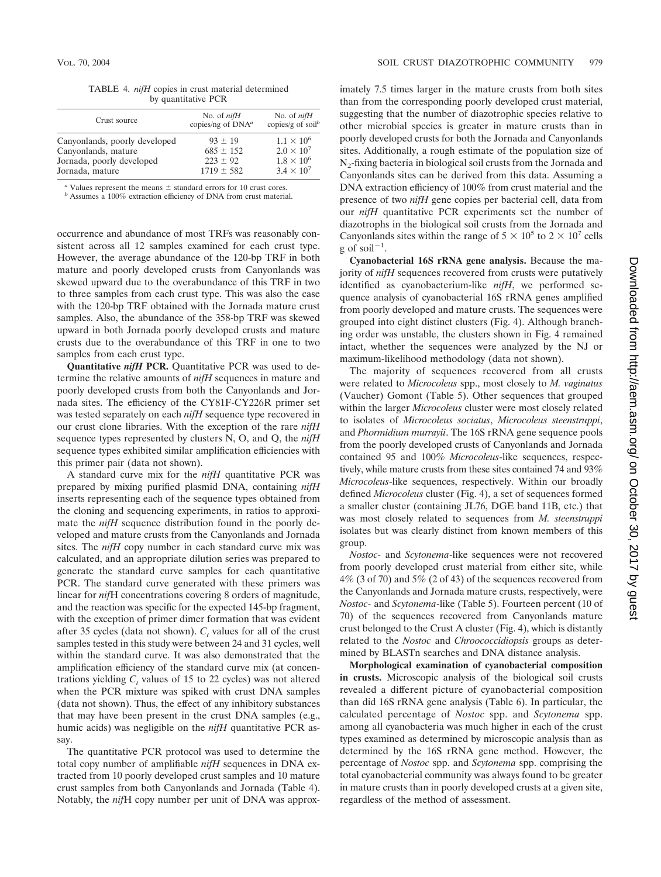TABLE 4. *nifH* copies in crust material determined by quantitative PCR

| Crust source | No. of *nifH* copies/ng of DNA[a] | No. of *nifH* copies/g of soil[b] |
|---|---|---|
| Canyonlands, poorly developed | 93 ± 19 | $1.1 \times 10^6$ |
| Canyonlands, mature | 685 ± 152 | $2.0 \times 10^7$ |
| Jornada, poorly developed | 223 ± 92 | $1.8 \times 10^6$ |
| Jornada, mature | 1719 ± 582 | $3.4 \times 10^7$ |

[a] Values represent the means ± standard errors for 10 crust cores.
[b] Assumes a 100% extraction efficiency of DNA from crust material.

occurrence and abundance of most TRFs was reasonably consistent across all 12 samples examined for each crust type. However, the average abundance of the 120-bp TRF in both mature and poorly developed crusts from Canyonlands was skewed upward due to the overabundance of this TRF in two to three samples from each crust type. This was also the case with the 120-bp TRF obtained with the Jornada mature crust samples. Also, the abundance of the 358-bp TRF was skewed upward in both Jornada poorly developed crusts and mature crusts due to the overabundance of this TRF in one to two samples from each crust type.

**Quantitative *nifH* PCR.** Quantitative PCR was used to determine the relative amounts of *nifH* sequences in mature and poorly developed crusts from both the Canyonlands and Jornada sites. The efficiency of the CY81F-CY226R primer set was tested separately on each *nifH* sequence type recovered in our crust clone libraries. With the exception of the rare *nifH* sequence types represented by clusters N, O, and Q, the *nifH* sequence types exhibited similar amplification efficiencies with this primer pair (data not shown).

A standard curve mix for the *nifH* quantitative PCR was prepared by mixing purified plasmid DNA, containing *nifH* inserts representing each of the sequence types obtained from the cloning and sequencing experiments, in ratios to approximate the *nifH* sequence distribution found in the poorly developed and mature crusts from the Canyonlands and Jornada sites. The *nifH* copy number in each standard curve mix was calculated, and an appropriate dilution series was prepared to generate the standard curve samples for each quantitative PCR. The standard curve generated with these primers was linear for *nif*H concentrations covering 8 orders of magnitude, and the reaction was specific for the expected 145-bp fragment, with the exception of primer dimer formation that was evident after 35 cycles (data not shown). $C_t$ values for all of the crust samples tested in this study were between 24 and 31 cycles, well within the standard curve. It was also demonstrated that the amplification efficiency of the standard curve mix (at concentrations yielding $C_t$ values of 15 to 22 cycles) was not altered when the PCR mixture was spiked with crust DNA samples (data not shown). Thus, the effect of any inhibitory substances that may have been present in the crust DNA samples (e.g., humic acids) was negligible on the *nifH* quantitative PCR assay.

The quantitative PCR protocol was used to determine the total copy number of amplifiable *nifH* sequences in DNA extracted from 10 poorly developed crust samples and 10 mature crust samples from both Canyonlands and Jornada (Table 4). Notably, the *nif*H copy number per unit of DNA was approximately 7.5 times larger in the mature crusts from both sites than from the corresponding poorly developed crust material, suggesting that the number of diazotrophic species relative to other microbial species is greater in mature crusts than in poorly developed crusts for both the Jornada and Canyonlands sites. Additionally, a rough estimate of the population size of $N_2$-fixing bacteria in biological soil crusts from the Jornada and Canyonlands sites can be derived from this data. Assuming a DNA extraction efficiency of 100% from crust material and the presence of two *nifH* gene copies per bacterial cell, data from our *nifH* quantitative PCR experiments set the number of diazotrophs in the biological soil crusts from the Jornada and Canyonlands sites within the range of $5 \times 10^5$ to $2 \times 10^7$ cells g of soil$^{-1}$.

**Cyanobacterial 16S rRNA gene analysis.** Because the majority of *nifH* sequences recovered from crusts were putatively identified as cyanobacterium-like *nifH*, we performed sequence analysis of cyanobacterial 16S rRNA genes amplified from poorly developed and mature crusts. The sequences were grouped into eight distinct clusters (Fig. 4). Although branching order was unstable, the clusters shown in Fig. 4 remained intact, whether the sequences were analyzed by the NJ or maximum-likelihood methodology (data not shown).

The majority of sequences recovered from all crusts were related to *Microcoleus* spp., most closely to *M. vaginatus* (Vaucher) Gomont (Table 5). Other sequences that grouped within the larger *Microcoleus* cluster were most closely related to isolates of *Microcoleus sociatus*, *Microcoleus steenstruppi*, and *Phormidium murrayii*. The 16S rRNA gene sequence pools from the poorly developed crusts of Canyonlands and Jornada contained 95 and 100% *Microcoleus*-like sequences, respectively, while mature crusts from these sites contained 74 and 93% *Microcoleus*-like sequences, respectively. Within our broadly defined *Microcoleus* cluster (Fig. 4), a set of sequences formed a smaller cluster (containing JL76, DGE band 11B, etc.) that was most closely related to sequences from *M. steenstruppi* isolates but was clearly distinct from known members of this group.

*Nostoc*- and *Scytonema*-like sequences were not recovered from poorly developed crust material from either site, while 4% (3 of 70) and 5% (2 of 43) of the sequences recovered from the Canyonlands and Jornada mature crusts, respectively, were *Nostoc*- and *Scytonema*-like (Table 5). Fourteen percent (10 of 70) of the sequences recovered from Canyonlands mature crust belonged to the Crust A cluster (Fig. 4), which is distantly related to the *Nostoc* and *Chroococcidiopsis* groups as determined by BLASTn searches and DNA distance analysis.

**Morphological examination of cyanobacterial composition in crusts.** Microscopic analysis of the biological soil crusts revealed a different picture of cyanobacterial composition than did 16S rRNA gene analysis (Table 6). In particular, the calculated percentage of *Nostoc* spp. and *Scytonema* spp. among all cyanobacteria was much higher in each of the crust types examined as determined by microscopic analysis than as determined by the 16S rRNA gene method. However, the percentage of *Nostoc* spp. and *Scytonema* spp. comprising the total cyanobacterial community was always found to be greater in mature crusts than in poorly developed crusts at a given site, regardless of the method of assessment.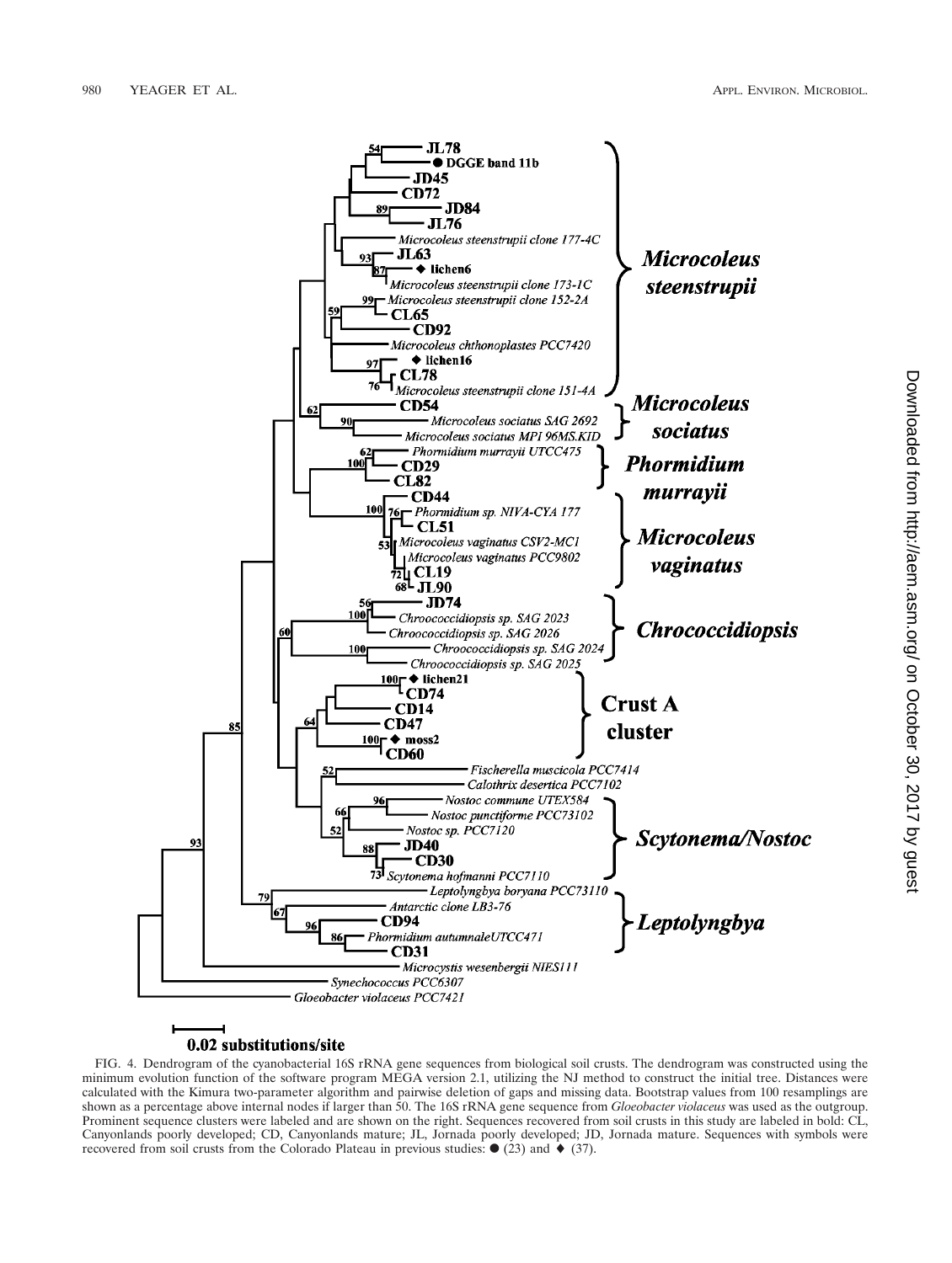FIG. 4. Dendrogram of the cyanobacterial 16S rRNA gene sequences from biological soil crusts. The dendrogram was constructed using the minimum evolution function of the software program MEGA version 2.1, utilizing the NJ method to construct the initial tree. Distances were calculated with the Kimura two-parameter algorithm and pairwise deletion of gaps and missing data. Bootstrap values from 100 resamplings are shown as a percentage above internal nodes if larger than 50. The 16S rRNA gene sequence from *Gloeobacter violaceus* was used as the outgroup. Prominent sequence clusters were labeled and are shown on the right. Sequences recovered from soil crusts in this study are labeled in bold: CL, Canyonlands poorly developed; CD, Canyonlands mature; JL, Jornada poorly developed; JD, Jornada mature. Sequences with symbols were recovered from soil crusts from the Colorado Plateau in previous studies: ● (23) and ◆ (37).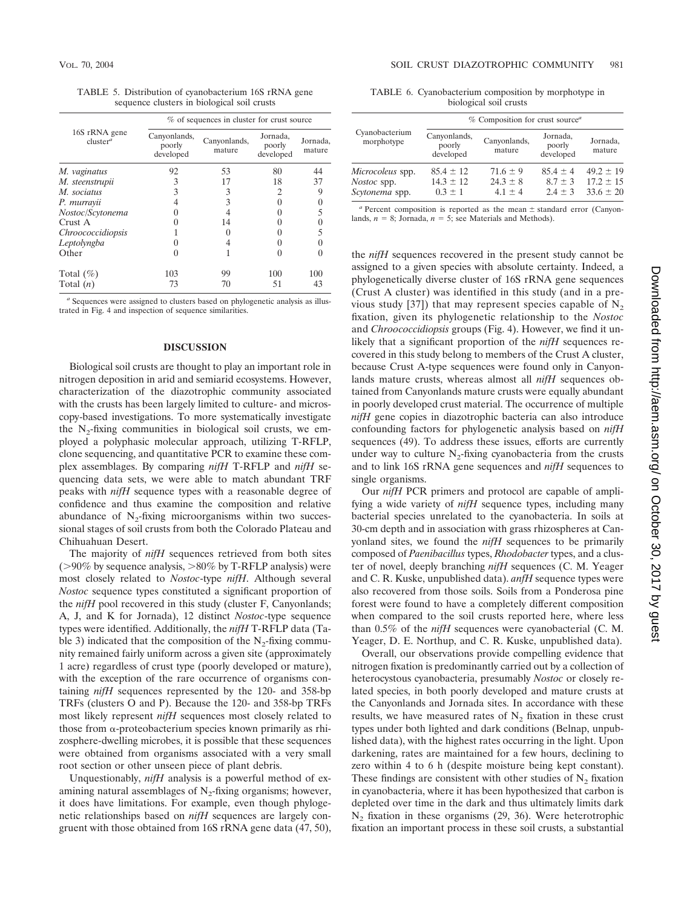TABLE 5. Distribution of cyanobacterium 16S rRNA gene sequence clusters in biological soil crusts

| 16S rRNA gene cluster[a] | % of sequences in cluster for crust source | | | |
|---|---|---|---|---|
| | Canyonlands, poorly developed | Canyonlands, mature | Jornada, poorly developed | Jornada, mature |
| *M. vaginatus* | 92 | 53 | 80 | 44 |
| *M. steenstrupii* | 3 | 17 | 18 | 37 |
| *M. sociatus* | 3 | 3 | 2 | 9 |
| *P. murrayii* | 4 | 3 | 0 | 0 |
| *Nostoc*/*Scytonema* | 0 | 4 | 0 | 5 |
| Crust A | 0 | 14 | 0 | 0 |
| *Chroococcidiopsis* | 1 | 0 | 0 | 5 |
| *Leptolyngba* | 0 | 4 | 0 | 0 |
| Other | 0 | 1 | 0 | 0 |
| Total (%) | 103 | 99 | 100 | 100 |
| Total (*n*) | 73 | 70 | 51 | 43 |

[a] Sequences were assigned to clusters based on phylogenetic analysis as illustrated in Fig. 4 and inspection of sequence similarities.

TABLE 6. Cyanobacterium composition by morphotype in biological soil crusts

| Cyanobacterium morphotype | % Composition for crust source[a] | | | |
|---|---|---|---|---|
| | Canyonlands, poorly developed | Canyonlands, mature | Jornada, poorly developed | Jornada, mature |
| *Microcoleus* spp. | 85.4 ± 12 | 71.6 ± 9 | 85.4 ± 4 | 49.2 ± 19 |
| *Nostoc* spp. | 14.3 ± 12 | 24.3 ± 8 | 8.7 ± 3 | 17.2 ± 15 |
| *Scytonema* spp. | 0.3 ± 1 | 4.1 ± 4 | 2.4 ± 3 | 33.6 ± 20 |

[a] Percent composition is reported as the mean ± standard error (Canyonlands, $n = 8$; Jornada, $n = 5$; see Materials and Methods).

## DISCUSSION

Biological soil crusts are thought to play an important role in nitrogen deposition in arid and semiarid ecosystems. However, characterization of the diazotrophic community associated with the crusts has been largely limited to culture- and microscopy-based investigations. To more systematically investigate the $N_2$-fixing communities in biological soil crusts, we employed a polyphasic molecular approach, utilizing T-RFLP, clone sequencing, and quantitative PCR to examine these complex assemblages. By comparing *nifH* T-RFLP and *nifH* sequencing data sets, we were able to match abundant TRF peaks with *nifH* sequence types with a reasonable degree of confidence and thus examine the composition and relative abundance of $N_2$-fixing microorganisms within two successional stages of soil crusts from both the Colorado Plateau and Chihuahuan Desert.

The majority of *nifH* sequences retrieved from both sites (>90% by sequence analysis, >80% by T-RFLP analysis) were most closely related to *Nostoc*-type *nifH*. Although several *Nostoc* sequence types constituted a significant proportion of the *nifH* pool recovered in this study (cluster F, Canyonlands; A, J, and K for Jornada), 12 distinct *Nostoc*-type sequence types were identified. Additionally, the *nifH* T-RFLP data (Table 3) indicated that the composition of the $N_2$-fixing community remained fairly uniform across a given site (approximately 1 acre) regardless of crust type (poorly developed or mature), with the exception of the rare occurrence of organisms containing *nifH* sequences represented by the 120- and 358-bp TRFs (clusters O and P). Because the 120- and 358-bp TRFs most likely represent *nifH* sequences most closely related to those from α-proteobacterium species known primarily as rhizosphere-dwelling microbes, it is possible that these sequences were obtained from organisms associated with a very small root section or other unseen piece of plant debris.

Unquestionably, *nifH* analysis is a powerful method of examining natural assemblages of $N_2$-fixing organisms; however, it does have limitations. For example, even though phylogenetic relationships based on *nifH* sequences are largely congruent with those obtained from 16S rRNA gene data (47, 50), the *nifH* sequences recovered in the present study cannot be assigned to a given species with absolute certainty. Indeed, a phylogenetically diverse cluster of 16S rRNA gene sequences (Crust A cluster) was identified in this study (and in a previous study [37]) that may represent species capable of $N_2$ fixation, given its phylogenetic relationship to the *Nostoc* and *Chroococcidiopsis* groups (Fig. 4). However, we find it unlikely that a significant proportion of the *nifH* sequences recovered in this study belong to members of the Crust A cluster, because Crust A-type sequences were found only in Canyonlands mature crusts, whereas almost all *nifH* sequences obtained from Canyonlands mature crusts were equally abundant in poorly developed crust material. The occurrence of multiple *nifH* gene copies in diazotrophic bacteria can also introduce confounding factors for phylogenetic analysis based on *nifH* sequences (49). To address these issues, efforts are currently under way to culture $N_2$-fixing cyanobacteria from the crusts and to link 16S rRNA gene sequences and *nifH* sequences to single organisms.

Our *nifH* PCR primers and protocol are capable of amplifying a wide variety of *nifH* sequence types, including many bacterial species unrelated to the cyanobacteria. In soils at 30-cm depth and in association with grass rhizospheres at Canyonland sites, we found the *nifH* sequences to be primarily composed of *Paenibacillus* types, *Rhodobacter* types, and a cluster of novel, deeply branching *nifH* sequences (C. M. Yeager and C. R. Kuske, unpublished data). *anfH* sequence types were also recovered from those soils. Soils from a Ponderosa pine forest were found to have a completely different composition when compared to the soil crusts reported here, where less than 0.5% of the *nifH* sequences were cyanobacterial (C. M. Yeager, D. E. Northup, and C. R. Kuske, unpublished data).

Overall, our observations provide compelling evidence that nitrogen fixation is predominantly carried out by a collection of heterocystous cyanobacteria, presumably *Nostoc* or closely related species, in both poorly developed and mature crusts at the Canyonlands and Jornada sites. In accordance with these results, we have measured rates of $N_2$ fixation in these crust types under both lighted and dark conditions (Belnap, unpublished data), with the highest rates occurring in the light. Upon darkening, rates are maintained for a few hours, declining to zero within 4 to 6 h (despite moisture being kept constant). These findings are consistent with other studies of $N_2$ fixation in cyanobacteria, where it has been hypothesized that carbon is depleted over time in the dark and thus ultimately limits dark $N_2$ fixation in these organisms (29, 36). Were heterotrophic fixation an important process in these soil crusts, a substantial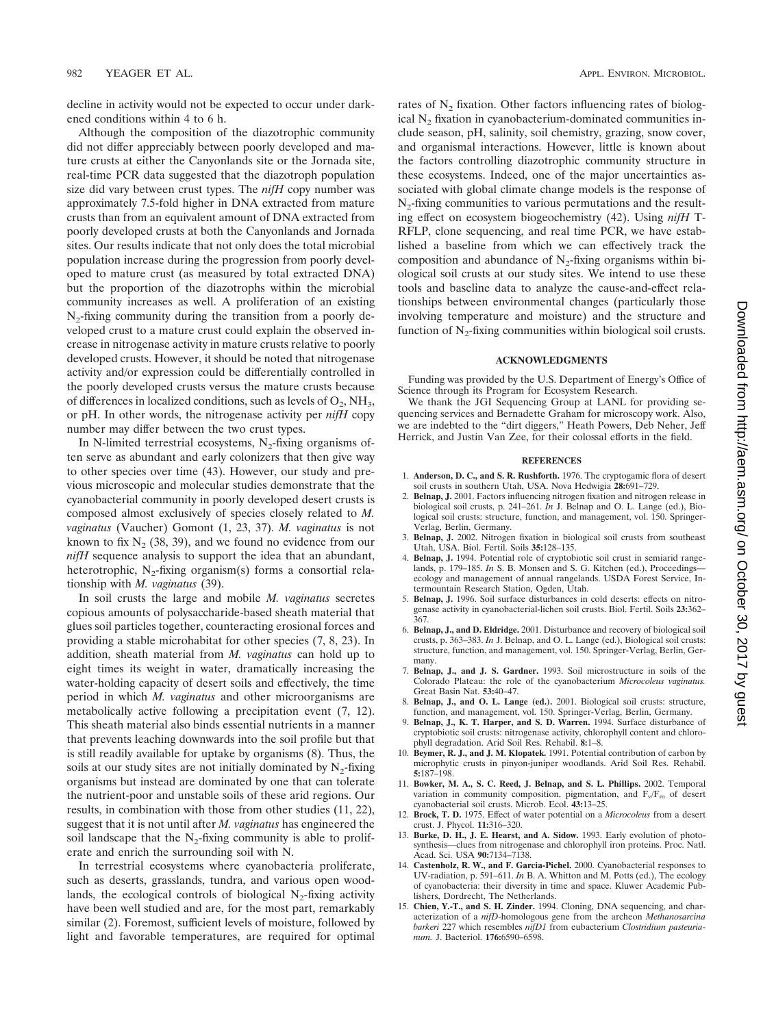decline in activity would not be expected to occur under darkened conditions within 4 to 6 h.

Although the composition of the diazotrophic community did not differ appreciably between poorly developed and mature crusts at either the Canyonlands site or the Jornada site, real-time PCR data suggested that the diazotroph population size did vary between crust types. The *nifH* copy number was approximately 7.5-fold higher in DNA extracted from mature crusts than from an equivalent amount of DNA extracted from poorly developed crusts at both the Canyonlands and Jornada sites. Our results indicate that not only does the total microbial population increase during the progression from poorly developed to mature crust (as measured by total extracted DNA) but the proportion of the diazotrophs within the microbial community increases as well. A proliferation of an existing $N_2$-fixing community during the transition from a poorly developed crust to a mature crust could explain the observed increase in nitrogenase activity in mature crusts relative to poorly developed crusts. However, it should be noted that nitrogenase activity and/or expression could be differentially controlled in the poorly developed crusts versus the mature crusts because of differences in localized conditions, such as levels of $O_2$, $NH_3$, or pH. In other words, the nitrogenase activity per *nifH* copy number may differ between the two crust types.

In N-limited terrestrial ecosystems, $N_2$-fixing organisms often serve as abundant and early colonizers that then give way to other species over time (43). However, our study and previous microscopic and molecular studies demonstrate that the cyanobacterial community in poorly developed desert crusts is composed almost exclusively of species closely related to *M. vaginatus* (Vaucher) Gomont (1, 23, 37). *M. vaginatus* is not known to fix $N_2$ (38, 39), and we found no evidence from our *nifH* sequence analysis to support the idea that an abundant, heterotrophic, $N_2$-fixing organism(s) forms a consortial relationship with *M. vaginatus* (39).

In soil crusts the large and mobile *M. vaginatus* secretes copious amounts of polysaccharide-based sheath material that glues soil particles together, counteracting erosional forces and providing a stable microhabitat for other species (7, 8, 23). In addition, sheath material from *M. vaginatus* can hold up to eight times its weight in water, dramatically increasing the water-holding capacity of desert soils and effectively, the time period in which *M. vaginatus* and other microorganisms are metabolically active following a precipitation event (7, 12). This sheath material also binds essential nutrients in a manner that prevents leaching downwards into the soil profile but that is still readily available for uptake by organisms (8). Thus, the soils at our study sites are not initially dominated by $N_2$-fixing organisms but instead are dominated by one that can tolerate the nutrient-poor and unstable soils of these arid regions. Our results, in combination with those from other studies (11, 22), suggest that it is not until after *M. vaginatus* has engineered the soil landscape that the $N_2$-fixing community is able to proliferate and enrich the surrounding soil with N.

In terrestrial ecosystems where cyanobacteria proliferate, such as deserts, grasslands, tundra, and various open woodlands, the ecological controls of biological $N_2$-fixing activity have been well studied and are, for the most part, remarkably similar (2). Foremost, sufficient levels of moisture, followed by light and favorable temperatures, are required for optimal rates of $N_2$ fixation. Other factors influencing rates of biological $N_2$ fixation in cyanobacterium-dominated communities include season, pH, salinity, soil chemistry, grazing, snow cover, and organismal interactions. However, little is known about the factors controlling diazotrophic community structure in these ecosystems. Indeed, one of the major uncertainties associated with global climate change models is the response of $N_2$-fixing communities to various permutations and the resulting effect on ecosystem biogeochemistry (42). Using *nifH* T-RFLP, clone sequencing, and real time PCR, we have established a baseline from which we can effectively track the composition and abundance of $N_2$-fixing organisms within biological soil crusts at our study sites. We intend to use these tools and baseline data to analyze the cause-and-effect relationships between environmental changes (particularly those involving temperature and moisture) and the structure and function of $N_2$-fixing communities within biological soil crusts.

## ACKNOWLEDGMENTS

Funding was provided by the U.S. Department of Energy's Office of Science through its Program for Ecosystem Research.

We thank the JGI Sequencing Group at LANL for providing sequencing services and Bernadette Graham for microscopy work. Also, we are indebted to the "dirt diggers," Heath Powers, Deb Neher, Jeff Herrick, and Justin Van Zee, for their colossal efforts in the field.

## REFERENCES

1. **Anderson, D. C., and S. R. Rushforth.** 1976. The cryptogamic flora of desert soil crusts in southern Utah, USA. Nova Hedwigia **28:**691–729.
2. **Belnap, J.** 2001. Factors influencing nitrogen fixation and nitrogen release in biological soil crusts, p. 241–261. *In* J. Belnap and O. L. Lange (ed.), Biological soil crusts: structure, function, and management, vol. 150. Springer-Verlag, Berlin, Germany.
3. **Belnap, J.** 2002. Nitrogen fixation in biological soil crusts from southeast Utah, USA. Biol. Fertil. Soils **35:**128–135.
4. **Belnap, J.** 1994. Potential role of cryptobiotic soil crust in semiarid rangelands, p. 179–185. *In* S. B. Monsen and S. G. Kitchen (ed.), Proceedings—ecology and management of annual rangelands. USDA Forest Service, Intermountain Research Station, Ogden, Utah.
5. **Belnap, J.** 1996. Soil surface disturbances in cold deserts: effects on nitrogenase activity in cyanobacterial-lichen soil crusts. Biol. Fertil. Soils **23:**362–367.
6. **Belnap, J., and D. Eldridge.** 2001. Disturbance and recovery of biological soil crusts, p. 363–383. *In* J. Belnap, and O. L. Lange (ed.), Biological soil crusts: structure, function, and management, vol. 150. Springer-Verlag, Berlin, Germany.
7. **Belnap, J., and J. S. Gardner.** 1993. Soil microstructure in soils of the Colorado Plateau: the role of the cyanobacterium *Microcoleus vaginatus.* Great Basin Nat. **53:**40–47.
8. **Belnap, J., and O. L. Lange (ed.).** 2001. Biological soil crusts: structure, function, and management, vol. 150. Springer-Verlag, Berlin, Germany.
9. **Belnap, J., K. T. Harper, and S. D. Warren.** 1994. Surface disturbance of cryptobiotic soil crusts: nitrogenase activity, chlorophyll content and chlorophyll degradation. Arid Soil Res. Rehabil. **8:**1–8.
10. **Beymer, R. J., and J. M. Klopatek.** 1991. Potential contribution of carbon by microphytic crusts in pinyon-juniper woodlands. Arid Soil Res. Rehabil. **5:**187–198.
11. **Bowker, M. A., S. C. Reed, J. Belnap, and S. L. Phillips.** 2002. Temporal variation in community composition, pigmentation, and $F_v/F_m$ of desert cyanobacterial soil crusts. Microb. Ecol. **43:**13–25.
12. **Brock, T. D.** 1975. Effect of water potential on a *Microcoleus* from a desert crust. J. Phycol. **11:**316–320.
13. **Burke, D. H., J. E. Hearst, and A. Sidow.** 1993. Early evolution of photosynthesis—clues from nitrogenase and chlorophyll iron proteins. Proc. Natl. Acad. Sci. USA **90:**7134–7138.
14. **Castenholz, R. W., and F. Garcia-Pichel.** 2000. Cyanobacterial responses to UV-radiation, p. 591–611. *In* B. A. Whitton and M. Potts (ed.), The ecology of cyanobacteria: their diversity in time and space. Kluwer Academic Publishers, Dordrecht, The Netherlands.
15. **Chien, Y.-T., and S. H. Zinder.** 1994. Cloning, DNA sequencing, and characterization of a *nifD*-homologous gene from the archeon *Methanosarcina barkeri* 227 which resembles *nifD1* from eubacterium *Clostridium pasteurianum.* J. Bacteriol. **176:**6590–6598.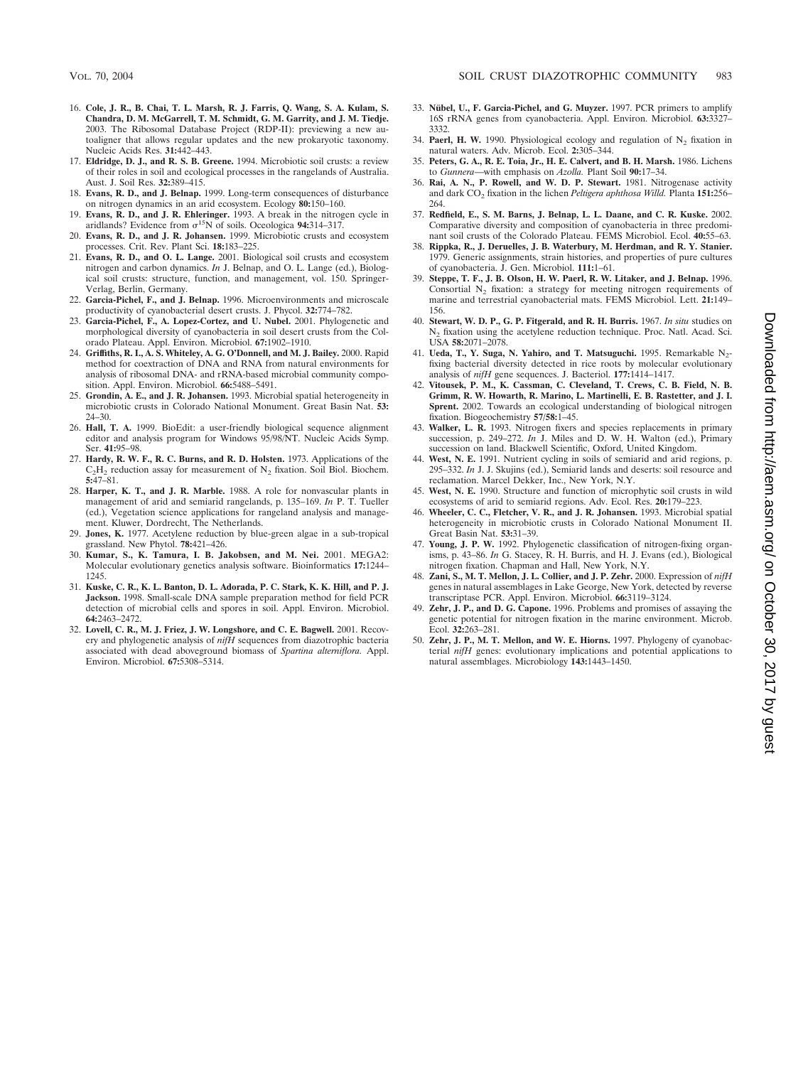16. **Cole, J. R., B. Chai, T. L. Marsh, R. J. Farris, Q. Wang, S. A. Kulam, S. Chandra, D. M. McGarrell, T. M. Schmidt, G. M. Garrity, and J. M. Tiedje.** 2003. The Ribosomal Database Project (RDP-II): previewing a new autoaligner that allows regular updates and the new prokaryotic taxonomy. Nucleic Acids Res. **31:**442–443.
17. **Eldridge, D. J., and R. S. B. Greene.** 1994. Microbiotic soil crusts: a review of their roles in soil and ecological processes in the rangelands of Australia. Aust. J. Soil Res. **32:**389–415.
18. **Evans, R. D., and J. Belnap.** 1999. Long-term consequences of disturbance on nitrogen dynamics in an arid ecosystem. Ecology **80:**150–160.
19. **Evans, R. D., and J. R. Ehleringer.** 1993. A break in the nitrogen cycle in aridlands? Evidence from $\sigma^{15}$N of soils. Oceologica **94:**314–317.
20. **Evans, R. D., and J. R. Johansen.** 1999. Microbiotic crusts and ecosystem processes. Crit. Rev. Plant Sci. **18:**183–225.
21. **Evans, R. D., and O. L. Lange.** 2001. Biological soil crusts and ecosystem nitrogen and carbon dynamics. *In* J. Belnap, and O. L. Lange (ed.), Biological soil crusts: structure, function, and management, vol. 150. Springer-Verlag, Berlin, Germany.
22. **Garcia-Pichel, F., and J. Belnap.** 1996. Microenvironments and microscale productivity of cyanobacterial desert crusts. J. Phycol. **32:**774–782.
23. **Garcia-Pichel, F., A. Lopez-Cortez, and U. Nubel.** 2001. Phylogenetic and morphological diversity of cyanobacteria in soil desert crusts from the Colorado Plateau. Appl. Environ. Microbiol. **67:**1902–1910.
24. **Griffiths, R. I., A. S. Whiteley, A. G. O'Donnell, and M. J. Bailey.** 2000. Rapid method for coextraction of DNA and RNA from natural environments for analysis of ribosomal DNA- and rRNA-based microbial community composition. Appl. Environ. Microbiol. **66:**5488–5491.
25. **Grondin, A. E., and J. R. Johansen.** 1993. Microbial spatial heterogeneity in microbiotic crusts in Colorado National Monument. Great Basin Nat. **53:**24–30.
26. **Hall, T. A.** 1999. BioEdit: a user-friendly biological sequence alignment editor and analysis program for Windows 95/98/NT. Nucleic Acids Symp. Ser. **41:**95–98.
27. **Hardy, R. W. F., R. C. Burns, and R. D. Holsten.** 1973. Applications of the $C_2H_2$ reduction assay for measurement of $N_2$ fixation. Soil Biol. Biochem. **5:**47–81.
28. **Harper, K. T., and J. R. Marble.** 1988. A role for nonvascular plants in management of arid and semiarid rangelands, p. 135–169. *In* P. T. Tueller (ed.), Vegetation science applications for rangeland analysis and management. Kluwer, Dordrecht, The Netherlands.
29. **Jones, K.** 1977. Acetylene reduction by blue-green algae in a sub-tropical grassland. New Phytol. **78:**421–426.
30. **Kumar, S., K. Tamura, I. B. Jakobsen, and M. Nei.** 2001. MEGA2: Molecular evolutionary genetics analysis software. Bioinformatics **17:**1244–1245.
31. **Kuske, C. R., K. L. Banton, D. L. Adorada, P. C. Stark, K. K. Hill, and P. J. Jackson.** 1998. Small-scale DNA sample preparation method for field PCR detection of microbial cells and spores in soil. Appl. Environ. Microbiol. **64:**2463–2472.
32. **Lovell, C. R., M. J. Friez, J. W. Longshore, and C. E. Bagwell.** 2001. Recovery and phylogenetic analysis of *nifH* sequences from diazotrophic bacteria associated with dead aboveground biomass of *Spartina alterniflora.* Appl. Environ. Microbiol. **67:**5308–5314.
33. **Nübel, U., F. Garcia-Pichel, and G. Muyzer.** 1997. PCR primers to amplify 16S rRNA genes from cyanobacteria. Appl. Environ. Microbiol. **63:**3327–3332.
34. **Paerl, H. W.** 1990. Physiological ecology and regulation of $N_2$ fixation in natural waters. Adv. Microb. Ecol. **2:**305–344.
35. **Peters, G. A., R. E. Toia, Jr., H. E. Calvert, and B. H. Marsh.** 1986. Lichens to *Gunnera*—with emphasis on *Azolla.* Plant Soil **90:**17–34.
36. **Rai, A. N., P. Rowell, and W. D. P. Stewart.** 1981. Nitrogenase activity and dark $CO_2$ fixation in the lichen *Peltigera aphthosa Willd.* Planta **151:**256–264.
37. **Redfield, E., S. M. Barns, J. Belnap, L. L. Daane, and C. R. Kuske.** 2002. Comparative diversity and composition of cyanobacteria in three predominant soil crusts of the Colorado Plateau. FEMS Microbiol. Ecol. **40:**55–63.
38. **Rippka, R., J. Deruelles, J. B. Waterbury, M. Herdman, and R. Y. Stanier.** 1979. Generic assignments, strain histories, and properties of pure cultures of cyanobacteria. J. Gen. Microbiol. **111:**1–61.
39. **Steppe, T. F., J. B. Olson, H. W. Paerl, R. W. Litaker, and J. Belnap.** 1996. Consortial $N_2$ fixation: a strategy for meeting nitrogen requirements of marine and terrestrial cyanobacterial mats. FEMS Microbiol. Lett. **21:**149–156.
40. **Stewart, W. D. P., G. P. Fitgerald, and R. H. Burris.** 1967. *In situ* studies on $N_2$ fixation using the acetylene reduction technique. Proc. Natl. Acad. Sci. USA **58:**2071–2078.
41. **Ueda, T., Y. Suga, N. Yahiro, and T. Matsuguchi.** 1995. Remarkable $N_2$-fixing bacterial diversity detected in rice roots by molecular evolutionary analysis of *nifH* gene sequences. J. Bacteriol. **177:**1414–1417.
42. **Vitousek, P. M., K. Cassman, C. Cleveland, T. Crews, C. B. Field, N. B. Grimm, R. W. Howarth, R. Marino, L. Martinelli, E. B. Rastetter, and J. I. Sprent.** 2002. Towards an ecological understanding of biological nitrogen fixation. Biogeochemistry **57/58:**1–45.
43. **Walker, L. R.** 1993. Nitrogen fixers and species replacements in primary succession, p. 249–272. *In* J. Miles and D. W. H. Walton (ed.), Primary succession on land. Blackwell Scientific, Oxford, United Kingdom.
44. **West, N. E.** 1991. Nutrient cycling in soils of semiarid and arid regions, p. 295–332. *In* J. J. Skujins (ed.), Semiarid lands and deserts: soil resource and reclamation. Marcel Dekker, Inc., New York, N.Y.
45. **West, N. E.** 1990. Structure and function of microphytic soil crusts in wild ecosystems of arid to semiarid regions. Adv. Ecol. Res. **20:**179–223.
46. **Wheeler, C. C., Fletcher, V. R., and J. R. Johansen.** 1993. Microbial spatial heterogeneity in microbiotic crusts in Colorado National Monument II. Great Basin Nat. **53:**31–39.
47. **Young, J. P. W.** 1992. Phylogenetic classification of nitrogen-fixing organisms, p. 43–86. *In* G. Stacey, R. H. Burris, and H. J. Evans (ed.), Biological nitrogen fixation. Chapman and Hall, New York, N.Y.
48. **Zani, S., M. T. Mellon, J. L. Collier, and J. P. Zehr.** 2000. Expression of *nifH* genes in natural assemblages in Lake George, New York, detected by reverse transcriptase PCR. Appl. Environ. Microbiol. **66:**3119–3124.
49. **Zehr, J. P., and D. G. Capone.** 1996. Problems and promises of assaying the genetic potential for nitrogen fixation in the marine environment. Microb. Ecol. **32:**263–281.
50. **Zehr, J. P., M. T. Mellon, and W. E. Hiorns.** 1997. Phylogeny of cyanobacterial *nifH* genes: evolutionary implications and potential applications to natural assemblages. Microbiology **143:**1443–1450.